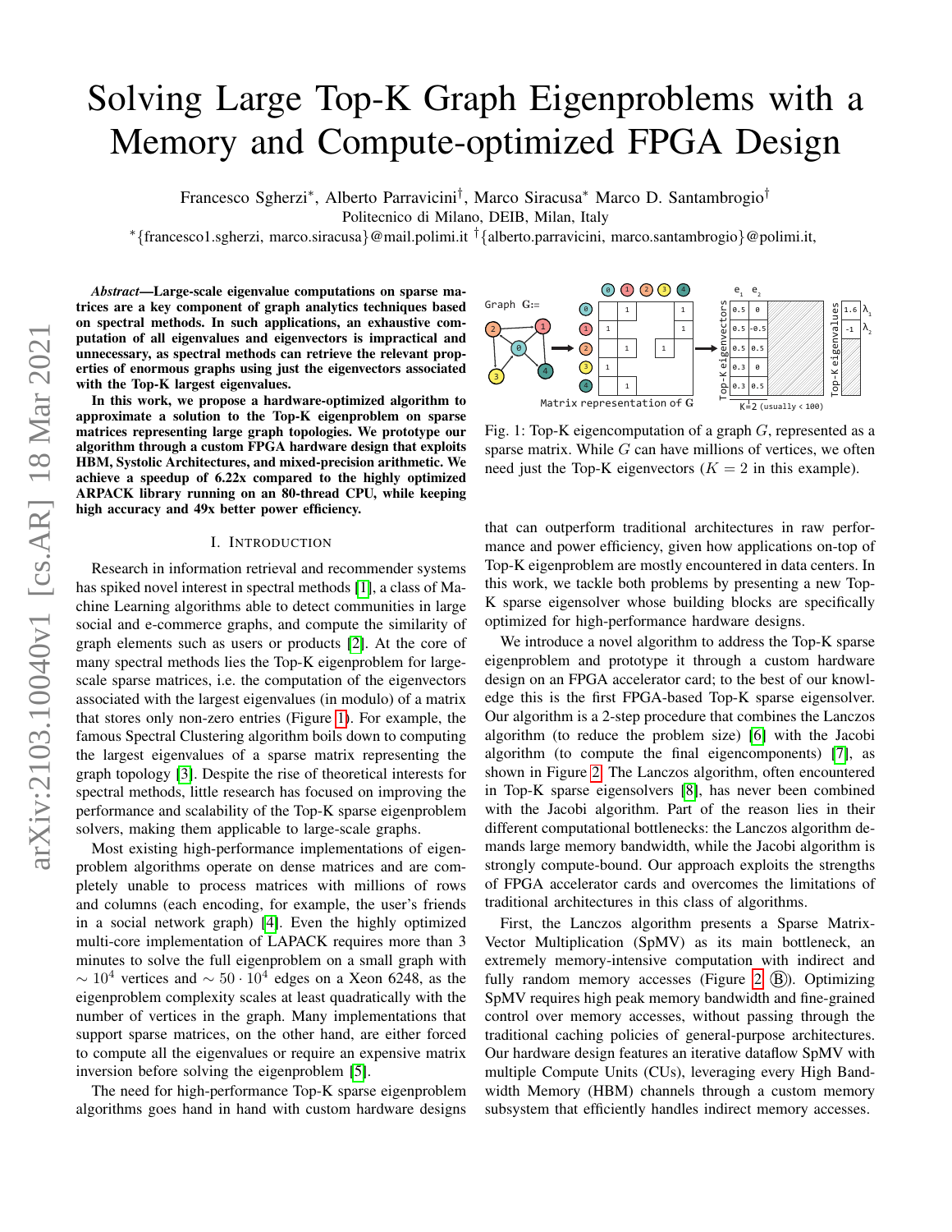# Solving Large Top-K Graph Eigenproblems with a Memory and Compute-optimized FPGA Design

Francesco Sgherzi*, Alberto Parravicini†, Marco Siracusa* Marco D. Santambrogio†

Politecnico di Milano, DEIB, Milan, Italy

*{francesco1.sgherzi, marco.siracusa}@mail.polimi.it †{alberto.parravicini, marco.santambrogio}@polimi.it,

***Abstract*—Large-scale eigenvalue computations on sparse matrices are a key component of graph analytics techniques based on spectral methods. In such applications, an exhaustive computation of all eigenvalues and eigenvectors is impractical and unnecessary, as spectral methods can retrieve the relevant properties of enormous graphs using just the eigenvectors associated with the Top-K largest eigenvalues.**

**In this work, we propose a hardware-optimized algorithm to approximate a solution to the Top-K eigenproblem on sparse matrices representing large graph topologies. We prototype our algorithm through a custom FPGA hardware design that exploits HBM, Systolic Architectures, and mixed-precision arithmetic. We achieve a speedup of 6.22x compared to the highly optimized ARPACK library running on an 80-thread CPU, while keeping high accuracy and 49x better power efficiency.**

## I. Introduction

Research in information retrieval and recommender systems has spiked novel interest in spectral methods [1], a class of Machine Learning algorithms able to detect communities in large social and e-commerce graphs, and compute the similarity of graph elements such as users or products [2]. At the core of many spectral methods lies the Top-K eigenproblem for large-scale sparse matrices, i.e. the computation of the eigenvectors associated with the largest eigenvalues (in modulo) of a matrix that stores only non-zero entries (Figure 1). For example, the famous Spectral Clustering algorithm boils down to computing the largest eigenvalues of a sparse matrix representing the graph topology [3]. Despite the rise of theoretical interests for spectral methods, little research has focused on improving the performance and scalability of the Top-K sparse eigenproblem solvers, making them applicable to large-scale graphs.

Most existing high-performance implementations of eigenproblem algorithms operate on dense matrices and are completely unable to process matrices with millions of rows and columns (each encoding, for example, the user's friends in a social network graph) [4]. Even the highly optimized multi-core implementation of LAPACK requires more than 3 minutes to solve the full eigenproblem on a small graph with $\sim 10^4$ vertices and $\sim 50 \cdot 10^4$ edges on a Xeon 6248, as the eigenproblem complexity scales at least quadratically with the number of vertices in the graph. Many implementations that support sparse matrices, on the other hand, are either forced to compute all the eigenvalues or require an expensive matrix inversion before solving the eigenproblem [5].

The need for high-performance Top-K sparse eigenproblem algorithms goes hand in hand with custom hardware designs that can outperform traditional architectures in raw performance and power efficiency, given how applications on-top of Top-K eigenproblem are mostly encountered in data centers. In this work, we tackle both problems by presenting a new Top-K sparse eigensolver whose building blocks are specifically optimized for high-performance hardware designs.

Fig. 1: Top-K eigencomputation of a graph $G$, represented as a sparse matrix. While $G$ can have millions of vertices, we often need just the Top-K eigenvectors ($K = 2$ in this example).

We introduce a novel algorithm to address the Top-K sparse eigenproblem and prototype it through a custom hardware design on an FPGA accelerator card; to the best of our knowledge this is the first FPGA-based Top-K sparse eigensolver. Our algorithm is a 2-step procedure that combines the Lanczos algorithm (to reduce the problem size) [6] with the Jacobi algorithm (to compute the final eigencomponents) [7], as shown in Figure 2. The Lanczos algorithm, often encountered in Top-K sparse eigensolvers [8], has never been combined with the Jacobi algorithm. Part of the reason lies in their different computational bottlenecks: the Lanczos algorithm demands large memory bandwidth, while the Jacobi algorithm is strongly compute-bound. Our approach exploits the strengths of FPGA accelerator cards and overcomes the limitations of traditional architectures in this class of algorithms.

First, the Lanczos algorithm presents a Sparse Matrix-Vector Multiplication (SpMV) as its main bottleneck, an extremely memory-intensive computation with indirect and fully random memory accesses (Figure 2 Ⓑ). Optimizing SpMV requires high peak memory bandwidth and fine-grained control over memory accesses, without passing through the traditional caching policies of general-purpose architectures. Our hardware design features an iterative dataflow SpMV with multiple Compute Units (CUs), leveraging every High Bandwidth Memory (HBM) channels through a custom memory subsystem that efficiently handles indirect memory accesses.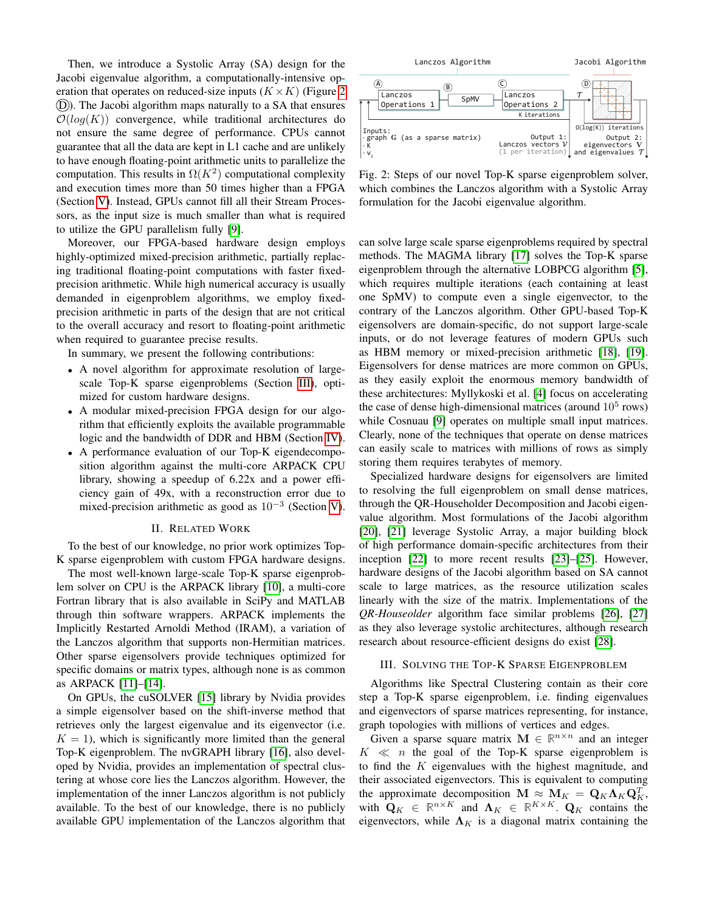Then, we introduce a Systolic Array (SA) design for the Jacobi eigenvalue algorithm, a computationally-intensive operation that operates on reduced-size inputs ($K \times K$) (Figure 2 (D)). The Jacobi algorithm maps naturally to a SA that ensures $\mathcal{O}(log(K))$ convergence, while traditional architectures do not ensure the same degree of performance. CPUs cannot guarantee that all the data are kept in L1 cache and are unlikely to have enough floating-point arithmetic units to parallelize the computation. This results in $\Omega(K^2)$ computational complexity and execution times more than 50 times higher than a FPGA (Section V). Instead, GPUs cannot fill all their Stream Processors, as the input size is much smaller than what is required to utilize the GPU parallelism fully [9].

Moreover, our FPGA-based hardware design employs highly-optimized mixed-precision arithmetic, partially replacing traditional floating-point computations with faster fixed-precision arithmetic. While high numerical accuracy is usually demanded in eigenproblem algorithms, we employ fixed-precision arithmetic in parts of the design that are not critical to the overall accuracy and resort to floating-point arithmetic when required to guarantee precise results.

In summary, we present the following contributions:

- A novel algorithm for approximate resolution of large-scale Top-K sparse eigenproblems (Section III), optimized for custom hardware designs.
- A modular mixed-precision FPGA design for our algorithm that efficiently exploits the available programmable logic and the bandwidth of DDR and HBM (Section IV).
- A performance evaluation of our Top-K eigendecomposition algorithm against the multi-core ARPACK CPU library, showing a speedup of 6.22x and a power efficiency gain of 49x, with a reconstruction error due to mixed-precision arithmetic as good as $10^{-3}$ (Section V).

## II. Related Work

To the best of our knowledge, no prior work optimizes Top-K sparse eigenproblem with custom FPGA hardware designs.

The most well-known large-scale Top-K sparse eigenproblem solver on CPU is the ARPACK library [10], a multi-core Fortran library that is also available in SciPy and MATLAB through thin software wrappers. ARPACK implements the Implicitly Restarted Arnoldi Method (IRAM), a variation of the Lanczos algorithm that supports non-Hermitian matrices. Other sparse eigensolvers provide techniques optimized for specific domains or matrix types, although none is as common as ARPACK [11]–[14].

On GPUs, the cuSOLVER [15] library by Nvidia provides a simple eigensolver based on the shift-inverse method that retrieves only the largest eigenvalue and its eigenvector (i.e. $K = 1$), which is significantly more limited than the general Top-K eigenproblem. The nvGRAPH library [16], also developed by Nvidia, provides an implementation of spectral clustering at whose core lies the Lanczos algorithm. However, the implementation of the inner Lanczos algorithm is not publicly available. To the best of our knowledge, there is no publicly available GPU implementation of the Lanczos algorithm that can solve large scale sparse eigenproblems required by spectral methods. The MAGMA library [17] solves the Top-K sparse eigenproblem through the alternative LOBPCG algorithm [5], which requires multiple iterations (each containing at least one SpMV) to compute even a single eigenvector, to the contrary of the Lanczos algorithm. Other GPU-based Top-K eigensolvers are domain-specific, do not support large-scale inputs, or do not leverage features of modern GPUs such as HBM memory or mixed-precision arithmetic [18], [19]. Eigensolvers for dense matrices are more common on GPUs, as they easily exploit the enormous memory bandwidth of these architectures: Myllykoski et al. [4] focus on accelerating the case of dense high-dimensional matrices (around $10^5$ rows) while Cosnuau [9] operates on multiple small input matrices. Clearly, none of the techniques that operate on dense matrices can easily scale to matrices with millions of rows as simply storing them requires terabytes of memory.

Specialized hardware designs for eigensolvers are limited to resolving the full eigenproblem on small dense matrices, through the QR-Householder Decomposition and Jacobi eigenvalue algorithm. Most formulations of the Jacobi algorithm [20], [21] leverage Systolic Array, a major building block of high performance domain-specific architectures from their inception [22] to more recent results [23]–[25]. However, hardware designs of the Jacobi algorithm based on SA cannot scale to large matrices, as the resource utilization scales linearly with the size of the matrix. Implementations of the *QR-Houseolder* algorithm face similar problems [26], [27] as they also leverage systolic architectures, although research research about resource-efficient designs do exist [28].

Fig. 2: Steps of our novel Top-K sparse eigenproblem solver, which combines the Lanczos algorithm with a Systolic Array formulation for the Jacobi eigenvalue algorithm.

## III. Solving the Top-K Sparse Eigenproblem

Algorithms like Spectral Clustering contain as their core step a Top-K sparse eigenproblem, i.e. finding eigenvalues and eigenvectors of sparse matrices representing, for instance, graph topologies with millions of vertices and edges.

Given a sparse square matrix $\mathbf{M} \in \mathbb{R}^{n \times n}$ and an integer $K \ll n$ the goal of the Top-K sparse eigenproblem is to find the $K$ eigenvalues with the highest magnitude, and their associated eigenvectors. This is equivalent to computing the approximate decomposition $\mathbf{M} \approx \mathbf{M}_K = \mathbf{Q}_K \mathbf{\Lambda}_K \mathbf{Q}_K^T$, with $\mathbf{Q}_K \in \mathbb{R}^{n \times K}$ and $\mathbf{\Lambda}_K \in \mathbb{R}^{K \times K}$. $\mathbf{Q}_K$ contains the eigenvectors, while $\mathbf{\Lambda}_K$ is a diagonal matrix containing the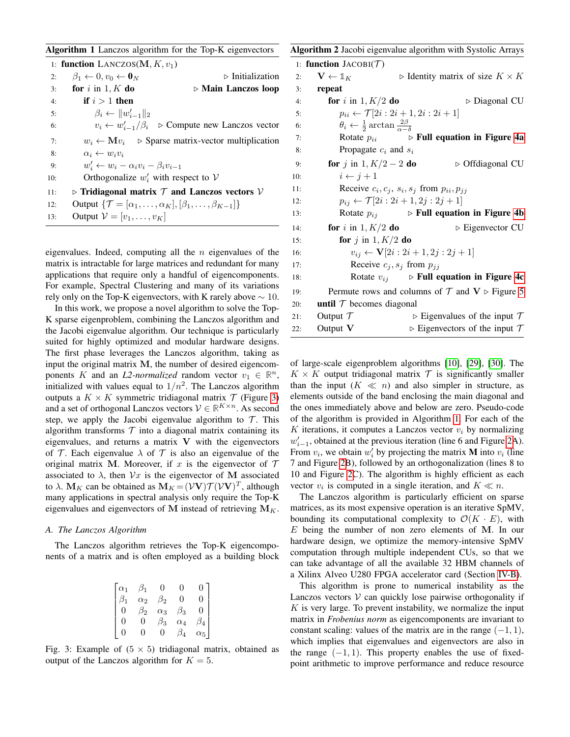**Algorithm 1** Lanczos algorithm for the Top-K eigenvectors

```
1:  function LANCZOS(M, K, v_1)
2:      β_1 ← 0, v_0 ← 0_N                              ▷ Initialization
3:      for i in 1, K do                                  ▷ Main Lanczos loop
4:          if i > 1 then
5:              β_i ← ||w'_{i−1}||_2
6:              v_i ← w'_{i−1}/β_i       ▷ Compute new Lanczos vector
7:          w_i ← M v_i     ▷ Sparse matrix-vector multiplication
8:          α_i ← w_i v_i
9:          w'_i ← w_i − α_i v_i − β_i v_{i−1}
10:         Orthogonalize w'_i with respect to V
11:     ▷ Tridiagonal matrix T and Lanczos vectors V
12:     Output {T = [α_1, ..., α_K], [β_1, ..., β_{K−1}]}
13:     Output V = [v_1, ..., v_K]
```

**Algorithm 2** Jacobi eigenvalue algorithm with Systolic Arrays

```
1:  function JACOBI(T)
2:      V ← 1_K                    ▷ Identity matrix of size K × K
3:      repeat
4:          for i in 1, K/2 do                          ▷ Diagonal CU
5:              p_ii ← T[2i : 2i + 1, 2i : 2i + 1]
6:              θ_i ← 1/2 arctan (2β / (α − δ))
7:              Rotate p_ii             ▷ Full equation in Figure 4a
8:              Propagate c_i and s_i
9:          for j in 1, K/2 − 2 do                   ▷ Offdiagonal CU
10:             i ← j + 1
11:             Receive c_i, c_j, s_i, s_j from p_ii, p_jj
12:             p_ij ← T[2i : 2i + 1, 2j : 2j + 1]
13:             Rotate p_ij             ▷ Full equation in Figure 4b
14:         for i in 1, K/2 do                        ▷ Eigenvector CU
15:             for j in 1, K/2 do
16:                 v_ij ← V[2i : 2i + 1, 2j : 2j + 1]
17:                 Receive c_j, s_j from p_jj
18:                 Rotate v_ij         ▷ Full equation in Figure 4c
19:         Permute rows and columns of T and V ▷ Figure 5
20:     until T becomes diagonal
21:     Output T                   ▷ Eigenvalues of the input T
22:     Output V                  ▷ Eigenvectors of the input T
```

eigenvalues. Indeed, computing all the $n$ eigenvalues of the matrix is intractable for large matrices and redundant for many applications that require only a handful of eigencomponents. For example, Spectral Clustering and many of its variations rely only on the Top-K eigenvectors, with K rarely above $\sim 10$.

In this work, we propose a novel algorithm to solve the Top-K sparse eigenproblem, combining the Lanczos algorithm and the Jacobi eigenvalue algorithm. Our technique is particularly suited for highly optimized and modular hardware designs. The first phase leverages the Lanczos algorithm, taking as input the original matrix $\mathbf{M}$, the number of desired eigencomponents $K$ and an *L2-normalized* random vector $v_1 \in \mathbb{R}^n$, initialized with values equal to $1/n^2$. The Lanczos algorithm outputs a $K \times K$ symmetric tridiagonal matrix $\mathcal{T}$ (Figure 3) and a set of orthogonal Lanczos vectors $\mathcal{V} \in \mathbb{R}^{K \times n}$. As second step, we apply the Jacobi eigenvalue algorithm to $\mathcal{T}$. This algorithm transforms $\mathcal{T}$ into a diagonal matrix containing its eigenvalues, and returns a matrix $\mathbf{V}$ with the eigenvectors of $\mathcal{T}$. Each eigenvalue $\lambda$ of $\mathcal{T}$ is also an eigenvalue of the original matrix $\mathbf{M}$. Moreover, if $x$ is the eigenvector of $\mathcal{T}$ associated to $\lambda$, then $\mathcal{V}x$ is the eigenvector of $\mathbf{M}$ associated to $\lambda$. $\mathbf{M}_K$ can be obtained as $\mathbf{M}_K = (\mathcal{V}\mathbf{V})\mathcal{T}(\mathcal{V}\mathbf{V})^T$, although many applications in spectral analysis only require the Top-K eigenvalues and eigenvectors of $\mathbf{M}$ instead of retrieving $\mathbf{M}_K$.

### A. The Lanczos Algorithm

The Lanczos algorithm retrieves the Top-K eigencomponents of a matrix and is often employed as a building block of large-scale eigenproblem algorithms [10], [29], [30]. The $K \times K$ output tridiagonal matrix $\mathcal{T}$ is significantly smaller than the input ($K \ll n$) and also simpler in structure, as elements outside of the band enclosing the main diagonal and the ones immediately above and below are zero. Pseudo-code of the algorithm is provided in Algorithm 1. For each of the $K$ iterations, it computes a Lanczos vector $v_i$ by normalizing $w'_{i-1}$, obtained at the previous iteration (line 6 and Figure 2A). From $v_i$, we obtain $w'_i$ by projecting the matrix $\mathbf{M}$ into $v_i$ (line 7 and Figure 2B), followed by an orthogonalization (lines 8 to 10 and Figure 2C). The algorithm is highly efficient as each vector $v_i$ is computed in a single iteration, and $K \ll n$.

$$
\begin{bmatrix}
\alpha_1 & \beta_1 & 0 & 0 & 0 \\
\beta_1 & \alpha_2 & \beta_2 & 0 & 0 \\
0 & \beta_2 & \alpha_3 & \beta_3 & 0 \\
0 & 0 & \beta_3 & \alpha_4 & \beta_4 \\
0 & 0 & 0 & \beta_4 & \alpha_5
\end{bmatrix}
$$

Fig. 3: Example of $(5 \times 5)$ tridiagonal matrix, obtained as output of the Lanczos algorithm for $K = 5$.

The Lanczos algorithm is particularly efficient on sparse matrices, as its most expensive operation is an iterative SpMV, bounding its computational complexity to $\mathcal{O}(K \cdot E)$, with $E$ being the number of non zero elements of $\mathbf{M}$. In our hardware design, we optimize the memory-intensive SpMV computation through multiple independent CUs, so that we can take advantage of all the available 32 HBM channels of a Xilinx Alveo U280 FPGA accelerator card (Section IV-B).

This algorithm is prone to numerical instability as the Lanczos vectors $\mathcal{V}$ can quickly lose pairwise orthogonality if $K$ is very large. To prevent instability, we normalize the input matrix in *Frobenius norm* as eigencomponents are invariant to constant scaling: values of the matrix are in the range $(-1, 1)$, which implies that eigenvalues and eigenvectors are also in the range $(-1, 1)$. This property enables the use of fixed-point arithmetic to improve performance and reduce resource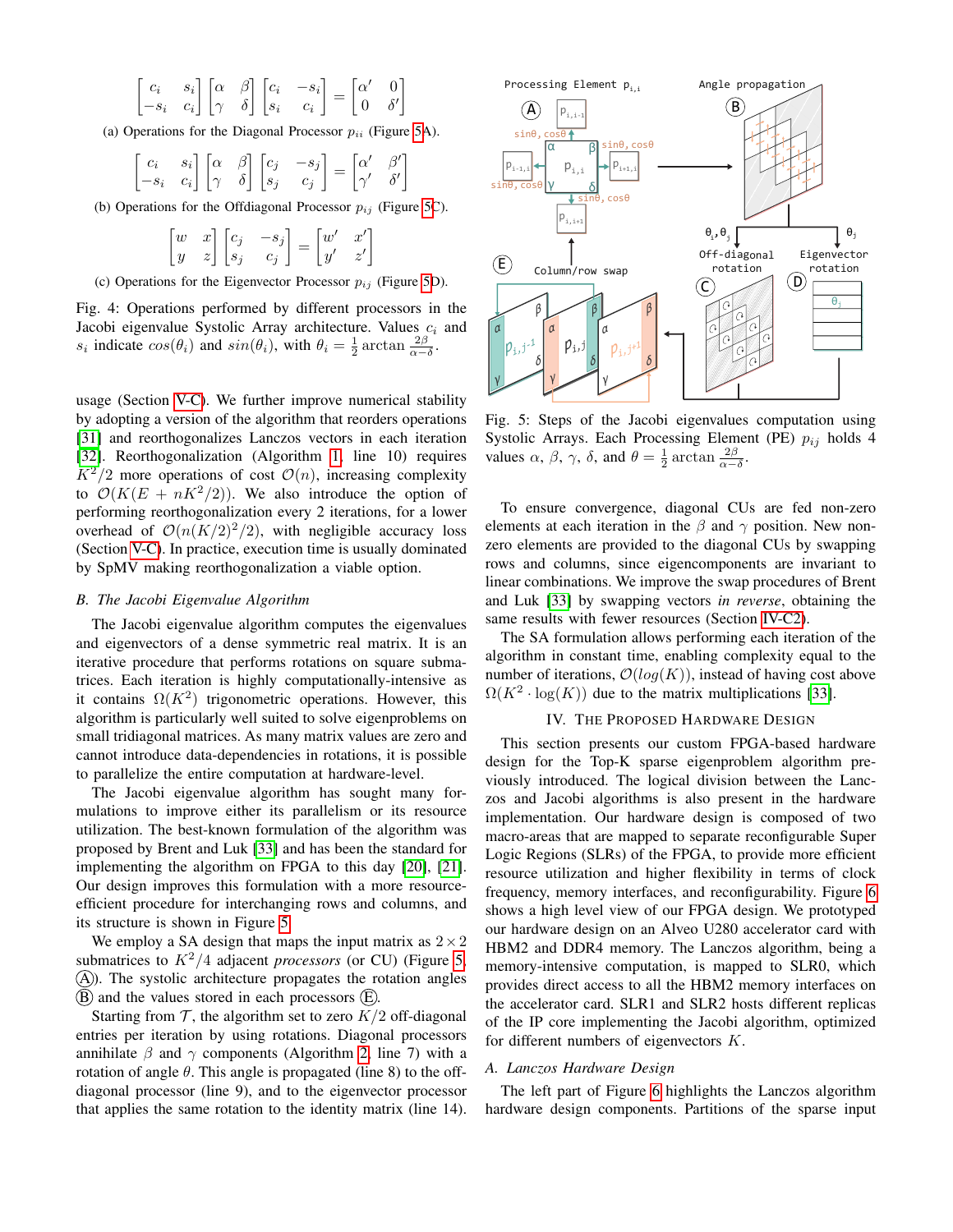$$\begin{bmatrix} c_i & s_i \\ -s_i & c_i \end{bmatrix} \begin{bmatrix} \alpha & \beta \\ \gamma & \delta \end{bmatrix} \begin{bmatrix} c_i & -s_i \\ s_i & c_i \end{bmatrix} = \begin{bmatrix} \alpha' & 0 \\ 0 & \delta' \end{bmatrix}$$

(a) Operations for the Diagonal Processor $p_{ii}$ (Figure 5A).

$$\begin{bmatrix} c_i & s_i \\ -s_i & c_i \end{bmatrix} \begin{bmatrix} \alpha & \beta \\ \gamma & \delta \end{bmatrix} \begin{bmatrix} c_j & -s_j \\ s_j & c_j \end{bmatrix} = \begin{bmatrix} \alpha' & \beta' \\ \gamma' & \delta' \end{bmatrix}$$

(b) Operations for the Offdiagonal Processor $p_{ij}$ (Figure 5C).

$$\begin{bmatrix} w & x \\ y & z \end{bmatrix} \begin{bmatrix} c_j & -s_j \\ s_j & c_j \end{bmatrix} = \begin{bmatrix} w' & x' \\ y' & z' \end{bmatrix}$$

(c) Operations for the Eigenvector Processor $p_{ij}$ (Figure 5D).

Fig. 4: Operations performed by different processors in the Jacobi eigenvalue Systolic Array architecture. Values $c_i$ and $s_i$ indicate $cos(\theta_i)$ and $sin(\theta_i)$, with $\theta_i = \frac{1}{2} \arctan \frac{2\beta}{\alpha - \delta}$.

usage (Section V-C). We further improve numerical stability by adopting a version of the algorithm that reorders operations [31] and reorthogonalizes Lanczos vectors in each iteration [32]. Reorthogonalization (Algorithm 1, line 10) requires $K^2/2$ more operations of cost $\mathcal{O}(n)$, increasing complexity to $\mathcal{O}(K(E + nK^2/2))$. We also introduce the option of performing reorthogonalization every 2 iterations, for a lower overhead of $\mathcal{O}(n(K/2)^2/2)$, with negligible accuracy loss (Section V-C). In practice, execution time is usually dominated by SpMV making reorthogonalization a viable option.

### B. The Jacobi Eigenvalue Algorithm

The Jacobi eigenvalue algorithm computes the eigenvalues and eigenvectors of a dense symmetric real matrix. It is an iterative procedure that performs rotations on square submatrices. Each iteration is highly computationally-intensive as it contains $\Omega(K^2)$ trigonometric operations. However, this algorithm is particularly well suited to solve eigenproblems on small tridiagonal matrices. As many matrix values are zero and cannot introduce data-dependencies in rotations, it is possible to parallelize the entire computation at hardware-level.

The Jacobi eigenvalue algorithm has sought many formulations to improve either its parallelism or its resource utilization. The best-known formulation of the algorithm was proposed by Brent and Luk [33] and has been the standard for implementing the algorithm on FPGA to this day [20], [21]. Our design improves this formulation with a more resource-efficient procedure for interchanging rows and columns, and its structure is shown in Figure 5.

We employ a SA design that maps the input matrix as $2 \times 2$ submatrices to $K^2/4$ adjacent *processors* (or CU) (Figure 5, Ⓐ). The systolic architecture propagates the rotation angles Ⓑ and the values stored in each processors Ⓔ.

Starting from $\mathcal{T}$, the algorithm set to zero $K/2$ off-diagonal entries per iteration by using rotations. Diagonal processors annihilate $\beta$ and $\gamma$ components (Algorithm 2, line 7) with a rotation of angle $\theta$. This angle is propagated (line 8) to the off-diagonal processor (line 9), and to the eigenvector processor that applies the same rotation to the identity matrix (line 14).

Fig. 5: Steps of the Jacobi eigenvalues computation using Systolic Arrays. Each Processing Element (PE) $p_{ij}$ holds 4 values $\alpha$, $\beta$, $\gamma$, $\delta$, and $\theta = \frac{1}{2} \arctan \frac{2\beta}{\alpha - \delta}$.

To ensure convergence, diagonal CUs are fed non-zero elements at each iteration in the $\beta$ and $\gamma$ position. New non-zero elements are provided to the diagonal CUs by swapping rows and columns, since eigencomponents are invariant to linear combinations. We improve the swap procedures of Brent and Luk [33] by swapping vectors *in reverse*, obtaining the same results with fewer resources (Section IV-C2).

The SA formulation allows performing each iteration of the algorithm in constant time, enabling complexity equal to the number of iterations, $\mathcal{O}(log(K))$, instead of having cost above $\Omega(K^2 \cdot \log(K))$ due to the matrix multiplications [33].

## IV. The Proposed Hardware Design

This section presents our custom FPGA-based hardware design for the Top-K sparse eigenproblem algorithm previously introduced. The logical division between the Lanczos and Jacobi algorithms is also present in the hardware implementation. Our hardware design is composed of two macro-areas that are mapped to separate reconfigurable Super Logic Regions (SLRs) of the FPGA, to provide more efficient resource utilization and higher flexibility in terms of clock frequency, memory interfaces, and reconfigurability. Figure 6 shows a high level view of our FPGA design. We prototyped our hardware design on an Alveo U280 accelerator card with HBM2 and DDR4 memory. The Lanczos algorithm, being a memory-intensive computation, is mapped to SLR0, which provides direct access to all the HBM2 memory interfaces on the accelerator card. SLR1 and SLR2 hosts different replicas of the IP core implementing the Jacobi algorithm, optimized for different numbers of eigenvectors $K$.

### A. Lanczos Hardware Design

The left part of Figure 6 highlights the Lanczos algorithm hardware design components. Partitions of the sparse input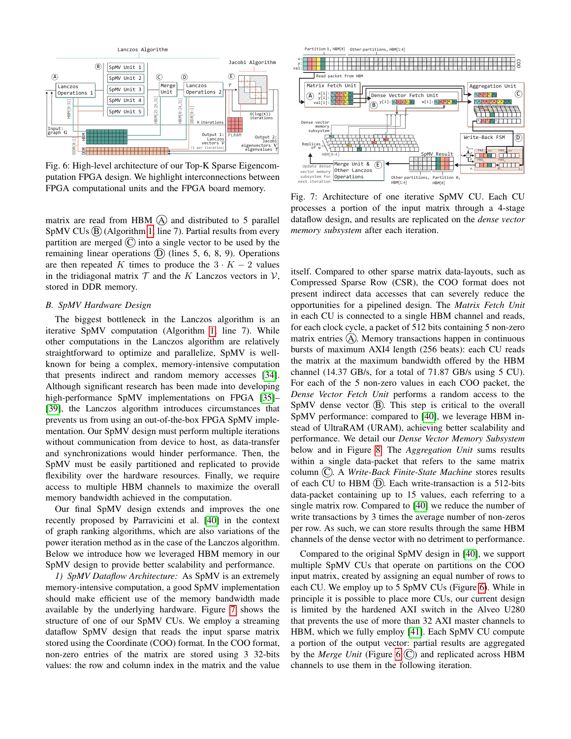Fig. 6: High-level architecture of our Top-K Sparse Eigencomputation FPGA design. We highlight interconnections between FPGA computational units and the FPGA board memory.

matrix are read from HBM Ⓐ and distributed to 5 parallel SpMV CUs Ⓑ (Algorithm 1, line 7). Partial results from every partition are merged Ⓒ into a single vector to be used by the remaining linear operations Ⓓ (lines 5, 6, 8, 9). Operations are then repeated $K$ times to produce the $3 \cdot K - 2$ values in the tridiagonal matrix $\mathcal{T}$ and the $K$ Lanczos vectors in $\mathcal{V}$, stored in DDR memory.

### B. SpMV Hardware Design

The biggest bottleneck in the Lanczos algorithm is an iterative SpMV computation (Algorithm 1, line 7). While other computations in the Lanczos algorithm are relatively straightforward to optimize and parallelize, SpMV is well-known for being a complex, memory-intensive computation that presents indirect and random memory accesses [34]. Although significant research has been made into developing high-performance SpMV implementations on FPGA [35]–[39], the Lanczos algorithm introduces circumstances that prevents us from using an out-of-the-box FPGA SpMV implementation. Our SpMV design must perform multiple iterations without communication from device to host, as data-transfer and synchronizations would hinder performance. Then, the SpMV must be easily partitioned and replicated to provide flexibility over the hardware resources. Finally, we require access to multiple HBM channels to maximize the overall memory bandwidth achieved in the computation.

Our final SpMV design extends and improves the one recently proposed by Parravicini et al. [40] in the context of graph ranking algorithms, which are also variations of the power iteration method as in the case of the Lanczos algorithm. Below we introduce how we leveraged HBM memory in our SpMV design to provide better scalability and performance.

*1) SpMV Dataflow Architecture:* As SpMV is an extremely memory-intensive computation, a good SpMV implementation should make efficient use of the memory bandwidth made available by the underlying hardware. Figure 7 shows the structure of one of our SpMV CUs. We employ a streaming dataflow SpMV design that reads the input sparse matrix stored using the Coordinate (COO) format. In the COO format, non-zero entries of the matrix are stored using 3 32-bits values: the row and column index in the matrix and the value itself. Compared to other sparse matrix data-layouts, such as Compressed Sparse Row (CSR), the COO format does not present indirect data accesses that can severely reduce the opportunities for a pipelined design. The *Matrix Fetch Unit* in each CU is connected to a single HBM channel and reads, for each clock cycle, a packet of 512 bits containing 5 non-zero matrix entries Ⓐ. Memory transactions happen in continuous bursts of maximum AXI4 length (256 beats): each CU reads the matrix at the maximum bandwidth offered by the HBM channel (14.37 GB/s, for a total of 71.87 GB/s using 5 CU). For each of the 5 non-zero values in each COO packet, the *Dense Vector Fetch Unit* performs a random access to the SpMV dense vector Ⓑ. This step is critical to the overall SpMV performance: compared to [40], we leverage HBM instead of UltraRAM (URAM), achieving better scalability and performance. We detail our *Dense Vector Memory Subsystem* below and in Figure 8. The *Aggregation Unit* sums results within a single data-packet that refers to the same matrix column Ⓒ. A *Write-Back Finite-State Machine* stores results of each CU to HBM Ⓓ. Each write-transaction is a 512-bits data-packet containing up to 15 values, each referring to a single matrix row. Compared to [40] we reduce the number of write transactions by 3 times the average number of non-zeros per row. As such, we can store results through the same HBM channels of the dense vector with no detriment to performance.

Compared to the original SpMV design in [40], we support multiple SpMV CUs that operate on partitions on the COO input matrix, created by assigning an equal number of rows to each CU. We employ up to 5 SpMV CUs (Figure 6). While in principle it is possible to place more CUs, our current design is limited by the hardened AXI switch in the Alveo U280 that prevents the use of more than 32 AXI master channels to HBM, which we fully employ [41]. Each SpMV CU compute a portion of the output vector: partial results are aggregated by the *Merge Unit* (Figure 6 Ⓒ) and replicated across HBM channels to use them in the following iteration.

Fig. 7: Architecture of one iterative SpMV CU. Each CU processes a portion of the input matrix through a 4-stage dataflow design, and results are replicated on the *dense vector memory subsystem* after each iteration.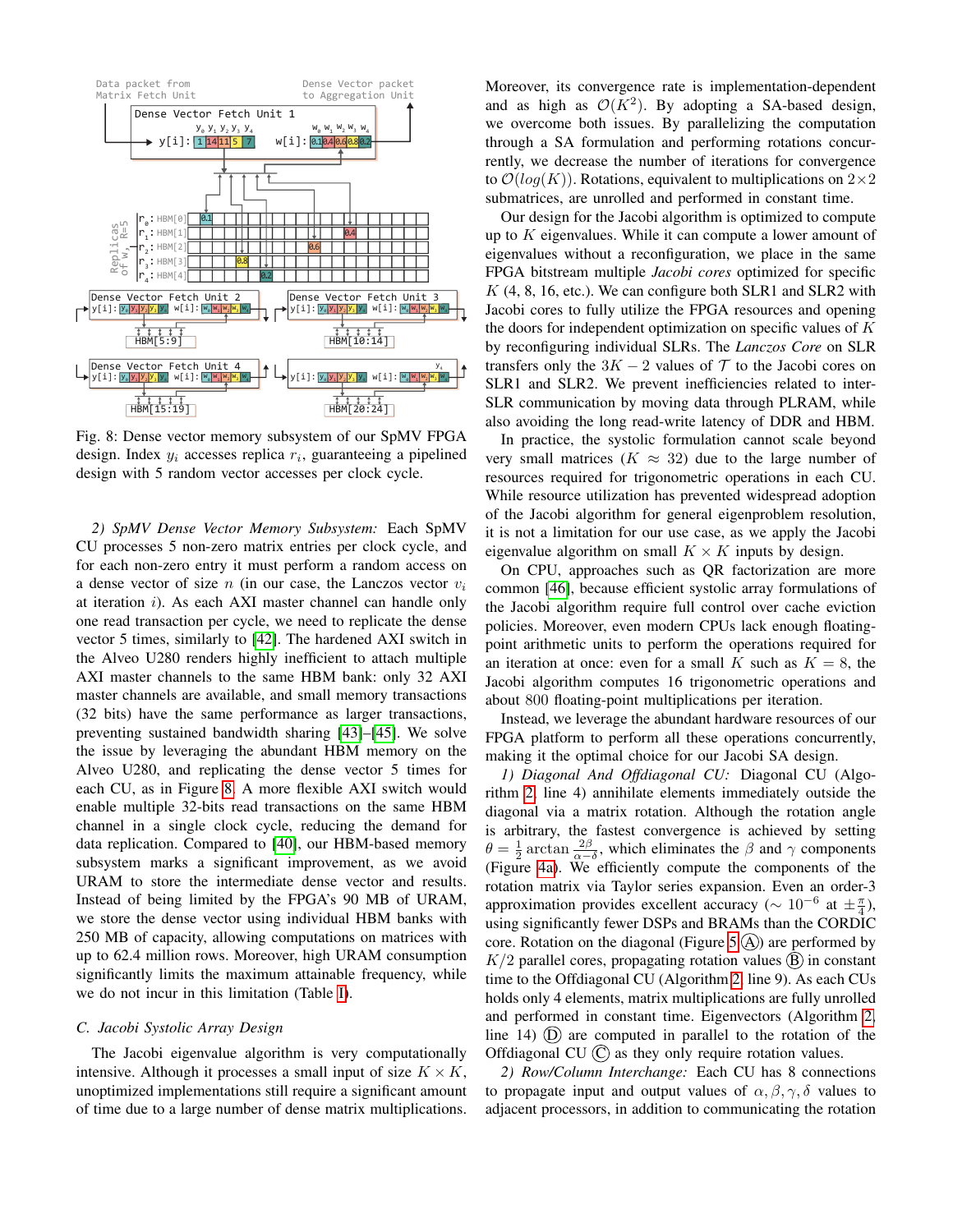Fig. 8: Dense vector memory subsystem of our SpMV FPGA design. Index $y_i$ accesses replica $r_i$, guaranteeing a pipelined design with 5 random vector accesses per clock cycle.

*2) SpMV Dense Vector Memory Subsystem:* Each SpMV CU processes 5 non-zero matrix entries per clock cycle, and for each non-zero entry it must perform a random access on a dense vector of size $n$ (in our case, the Lanczos vector $v_i$ at iteration $i$). As each AXI master channel can handle only one read transaction per cycle, we need to replicate the dense vector 5 times, similarly to [42]. The hardened AXI switch in the Alveo U280 renders highly inefficient to attach multiple AXI master channels to the same HBM bank: only 32 AXI master channels are available, and small memory transactions (32 bits) have the same performance as larger transactions, preventing sustained bandwidth sharing [43]–[45]. We solve the issue by leveraging the abundant HBM memory on the Alveo U280, and replicating the dense vector 5 times for each CU, as in Figure 8. A more flexible AXI switch would enable multiple 32-bits read transactions on the same HBM channel in a single clock cycle, reducing the demand for data replication. Compared to [40], our HBM-based memory subsystem marks a significant improvement, as we avoid URAM to store the intermediate dense vector and results. Instead of being limited by the FPGA's 90 MB of URAM, we store the dense vector using individual HBM banks with 250 MB of capacity, allowing computations on matrices with up to 62.4 million rows. Moreover, high URAM consumption significantly limits the maximum attainable frequency, while we do not incur in this limitation (Table I).

### C. Jacobi Systolic Array Design

The Jacobi eigenvalue algorithm is very computationally intensive. Although it processes a small input of size $K \times K$, unoptimized implementations still require a significant amount of time due to a large number of dense matrix multiplications. Moreover, its convergence rate is implementation-dependent and as high as $\mathcal{O}(K^2)$. By adopting a SA-based design, we overcome both issues. By parallelizing the computation through a SA formulation and performing rotations concurrently, we decrease the number of iterations for convergence to $\mathcal{O}(log(K))$. Rotations, equivalent to multiplications on $2\times2$ submatrices, are unrolled and performed in constant time.

Our design for the Jacobi algorithm is optimized to compute up to $K$ eigenvalues. While it can compute a lower amount of eigenvalues without a reconfiguration, we place in the same FPGA bitstream multiple *Jacobi cores* optimized for specific $K$ (4, 8, 16, etc.). We can configure both SLR1 and SLR2 with Jacobi cores to fully utilize the FPGA resources and opening the doors for independent optimization on specific values of $K$ by reconfiguring individual SLRs. The *Lanczos Core* on SLR transfers only the $3K-2$ values of $\mathcal{T}$ to the Jacobi cores on SLR1 and SLR2. We prevent inefficiencies related to inter-SLR communication by moving data through PLRAM, while also avoiding the long read-write latency of DDR and HBM.

In practice, the systolic formulation cannot scale beyond very small matrices ($K \approx 32$) due to the large number of resources required for trigonometric operations in each CU. While resource utilization has prevented widespread adoption of the Jacobi algorithm for general eigenproblem resolution, it is not a limitation for our use case, as we apply the Jacobi eigenvalue algorithm on small $K \times K$ inputs by design.

On CPU, approaches such as QR factorization are more common [46], because efficient systolic array formulations of the Jacobi algorithm require full control over cache eviction policies. Moreover, even modern CPUs lack enough floating-point arithmetic units to perform the operations required for an iteration at once: even for a small $K$ such as $K = 8$, the Jacobi algorithm computes 16 trigonometric operations and about 800 floating-point multiplications per iteration.

Instead, we leverage the abundant hardware resources of our FPGA platform to perform all these operations concurrently, making it the optimal choice for our Jacobi SA design.

*1) Diagonal And Offdiagonal CU:* Diagonal CU (Algorithm 2, line 4) annihilate elements immediately outside the diagonal via a matrix rotation. Although the rotation angle is arbitrary, the fastest convergence is achieved by setting $\theta = \frac{1}{2}\arctan\frac{2\beta}{\alpha-\delta}$, which eliminates the $\beta$ and $\gamma$ components (Figure 4a). We efficiently compute the components of the rotation matrix via Taylor series expansion. Even an order-3 approximation provides excellent accuracy ($\sim 10^{-6}$ at $\pm\frac{\pi}{4}$), using significantly fewer DSPs and BRAMs than the CORDIC core. Rotation on the diagonal (Figure 5 (A)) are performed by $K/2$ parallel cores, propagating rotation values (B) in constant time to the Offdiagonal CU (Algorithm 2, line 9). As each CUs holds only 4 elements, matrix multiplications are fully unrolled and performed in constant time. Eigenvectors (Algorithm 2, line 14) (D) are computed in parallel to the rotation of the Offdiagonal CU (C) as they only require rotation values.

*2) Row/Column Interchange:* Each CU has 8 connections to propagate input and output values of $\alpha, \beta, \gamma, \delta$ values to adjacent processors, in addition to communicating the rotation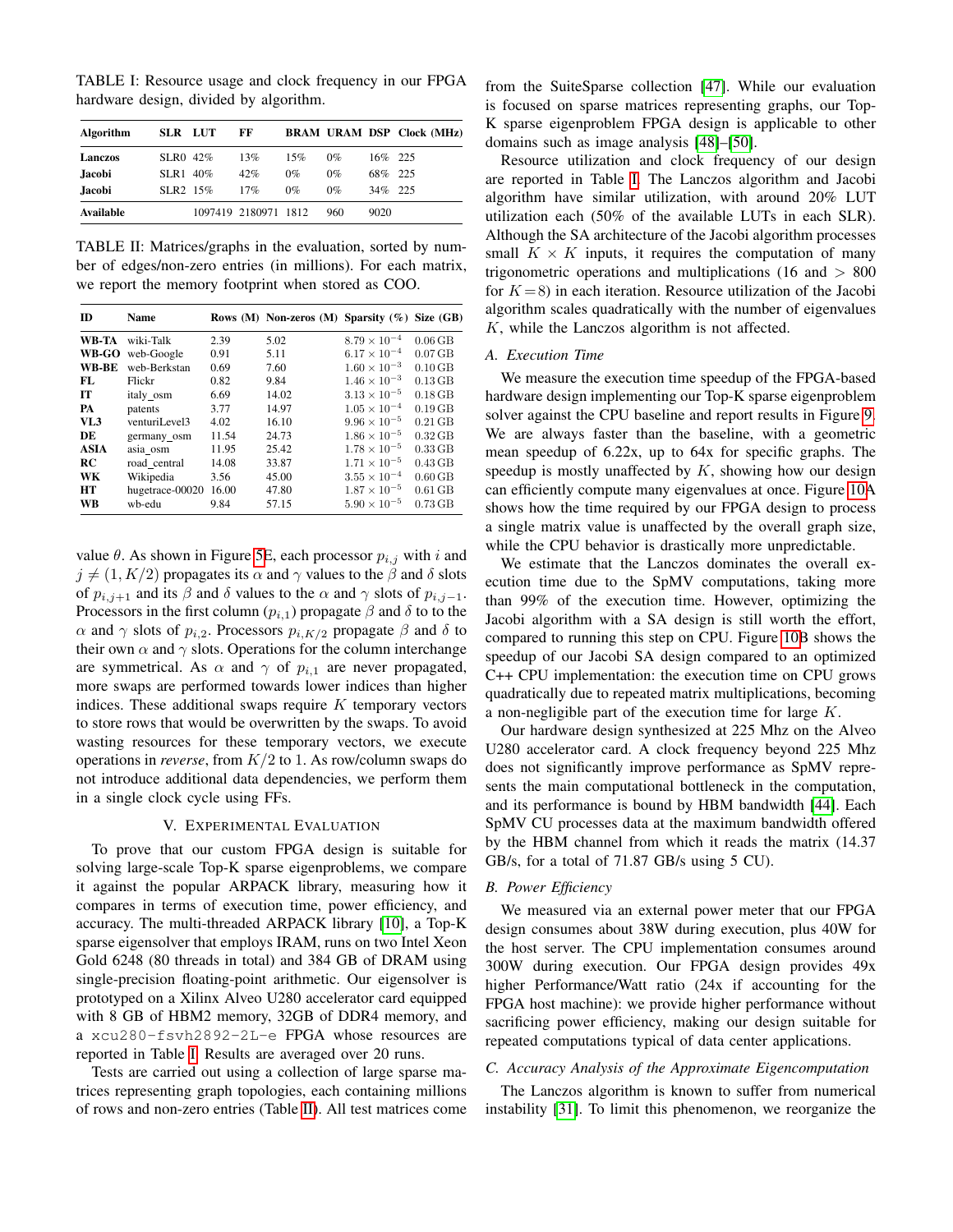TABLE I: Resource usage and clock frequency in our FPGA hardware design, divided by algorithm.

| Algorithm | SLR | LUT | FF | BRAM | URAM | DSP | Clock (MHz) |
|---|---|---|---|---|---|---|---|
| **Lanczos** | SLR0 | 42% | 13% | 15% | 0% | 16% | 225 |
| **Jacobi** | SLR1 | 40% | 42% | 0% | 0% | 68% | 225 |
| **Jacobi** | SLR2 | 15% | 17% | 0% | 0% | 34% | 225 |
| **Available** | | 1097419 | 2180971 | 1812 | 960 | 9020 | |

TABLE II: Matrices/graphs in the evaluation, sorted by number of edges/non-zero entries (in millions). For each matrix, we report the memory footprint when stored as COO.

| ID | Name | Rows (M) | Non-zeros (M) | Sparsity (%) | Size (GB) |
|---|---|---|---|---|---|
| **WB-TA** | wiki-Talk | 2.39 | 5.02 | $8.79 \times 10^{-4}$ | 0.06 GB |
| **WB-GO** | web-Google | 0.91 | 5.11 | $6.17 \times 10^{-4}$ | 0.07 GB |
| **WB-BE** | web-Berkstan | 0.69 | 7.60 | $1.60 \times 10^{-3}$ | 0.10 GB |
| **FL** | Flickr | 0.82 | 9.84 | $1.46 \times 10^{-3}$ | 0.13 GB |
| **IT** | italy_osm | 6.69 | 14.02 | $3.13 \times 10^{-5}$ | 0.18 GB |
| **PA** | patents | 3.77 | 14.97 | $1.05 \times 10^{-4}$ | 0.19 GB |
| **VL3** | venturiLevel3 | 4.02 | 16.10 | $9.96 \times 10^{-5}$ | 0.21 GB |
| **DE** | germany_osm | 11.54 | 24.73 | $1.86 \times 10^{-5}$ | 0.32 GB |
| **ASIA** | asia_osm | 11.95 | 25.42 | $1.78 \times 10^{-5}$ | 0.33 GB |
| **RC** | road_central | 14.08 | 33.87 | $1.71 \times 10^{-5}$ | 0.43 GB |
| **WK** | Wikipedia | 3.56 | 45.00 | $3.55 \times 10^{-4}$ | 0.60 GB |
| **HT** | hugetrace-00020 | 16.00 | 47.80 | $1.87 \times 10^{-5}$ | 0.61 GB |
| **WB** | wb-edu | 9.84 | 57.15 | $5.90 \times 10^{-5}$ | 0.73 GB |

value $\theta$. As shown in Figure 5E, each processor $p_{i,j}$ with $i$ and $j \neq (1, K/2)$ propagates its $\alpha$ and $\gamma$ values to the $\beta$ and $\delta$ slots of $p_{i,j+1}$ and its $\beta$ and $\delta$ values to the $\alpha$ and $\gamma$ slots of $p_{i,j-1}$. Processors in the first column ($p_{i,1}$) propagate $\beta$ and $\delta$ to to the $\alpha$ and $\gamma$ slots of $p_{i,2}$. Processors $p_{i,K/2}$ propagate $\beta$ and $\delta$ to their own $\alpha$ and $\gamma$ slots. Operations for the column interchange are symmetrical. As $\alpha$ and $\gamma$ of $p_{i,1}$ are never propagated, more swaps are performed towards lower indices than higher indices. These additional swaps require $K$ temporary vectors to store rows that would be overwritten by the swaps. To avoid wasting resources for these temporary vectors, we execute operations in *reverse*, from $K/2$ to 1. As row/column swaps do not introduce additional data dependencies, we perform them in a single clock cycle using FFs.

## V. Experimental Evaluation

To prove that our custom FPGA design is suitable for solving large-scale Top-K sparse eigenproblems, we compare it against the popular ARPACK library, measuring how it compares in terms of execution time, power efficiency, and accuracy. The multi-threaded ARPACK library [10], a Top-K sparse eigensolver that employs IRAM, runs on two Intel Xeon Gold 6248 (80 threads in total) and 384 GB of DRAM using single-precision floating-point arithmetic. Our eigensolver is prototyped on a Xilinx Alveo U280 accelerator card equipped with 8 GB of HBM2 memory, 32GB of DDR4 memory, and a `xcu280-fsvh2892-2L-e` FPGA whose resources are reported in Table I. Results are averaged over 20 runs.

Tests are carried out using a collection of large sparse matrices representing graph topologies, each containing millions of rows and non-zero entries (Table II). All test matrices come from the SuiteSparse collection [47]. While our evaluation is focused on sparse matrices representing graphs, our Top-K sparse eigenproblem FPGA design is applicable to other domains such as image analysis [48]–[50].

Resource utilization and clock frequency of our design are reported in Table I. The Lanczos algorithm and Jacobi algorithm have similar utilization, with around 20% LUT utilization each (50% of the available LUTs in each SLR). Although the SA architecture of the Jacobi algorithm processes small $K \times K$ inputs, it requires the computation of many trigonometric operations and multiplications (16 and $> 800$ for $K = 8$) in each iteration. Resource utilization of the Jacobi algorithm scales quadratically with the number of eigenvalues $K$, while the Lanczos algorithm is not affected.

### A. Execution Time

We measure the execution time speedup of the FPGA-based hardware design implementing our Top-K sparse eigenproblem solver against the CPU baseline and report results in Figure 9. We are always faster than the baseline, with a geometric mean speedup of 6.22x, up to 64x for specific graphs. The speedup is mostly unaffected by $K$, showing how our design can efficiently compute many eigenvalues at once. Figure 10A shows how the time required by our FPGA design to process a single matrix value is unaffected by the overall graph size, while the CPU behavior is drastically more unpredictable.

We estimate that the Lanczos dominates the overall execution time due to the SpMV computations, taking more than 99% of the execution time. However, optimizing the Jacobi algorithm with a SA design is still worth the effort, compared to running this step on CPU. Figure 10B shows the speedup of our Jacobi SA design compared to an optimized C++ CPU implementation: the execution time on CPU grows quadratically due to repeated matrix multiplications, becoming a non-negligible part of the execution time for large $K$.

Our hardware design synthesized at 225 Mhz on the Alveo U280 accelerator card. A clock frequency beyond 225 Mhz does not significantly improve performance as SpMV represents the main computational bottleneck in the computation, and its performance is bound by HBM bandwidth [44]. Each SpMV CU processes data at the maximum bandwidth offered by the HBM channel from which it reads the matrix (14.37 GB/s, for a total of 71.87 GB/s using 5 CU).

### B. Power Efficiency

We measured via an external power meter that our FPGA design consumes about 38W during execution, plus 40W for the host server. The CPU implementation consumes around 300W during execution. Our FPGA design provides 49x higher Performance/Watt ratio (24x if accounting for the FPGA host machine): we provide higher performance without sacrificing power efficiency, making our design suitable for repeated computations typical of data center applications.

### C. Accuracy Analysis of the Approximate Eigencomputation

The Lanczos algorithm is known to suffer from numerical instability [31]. To limit this phenomenon, we reorganize the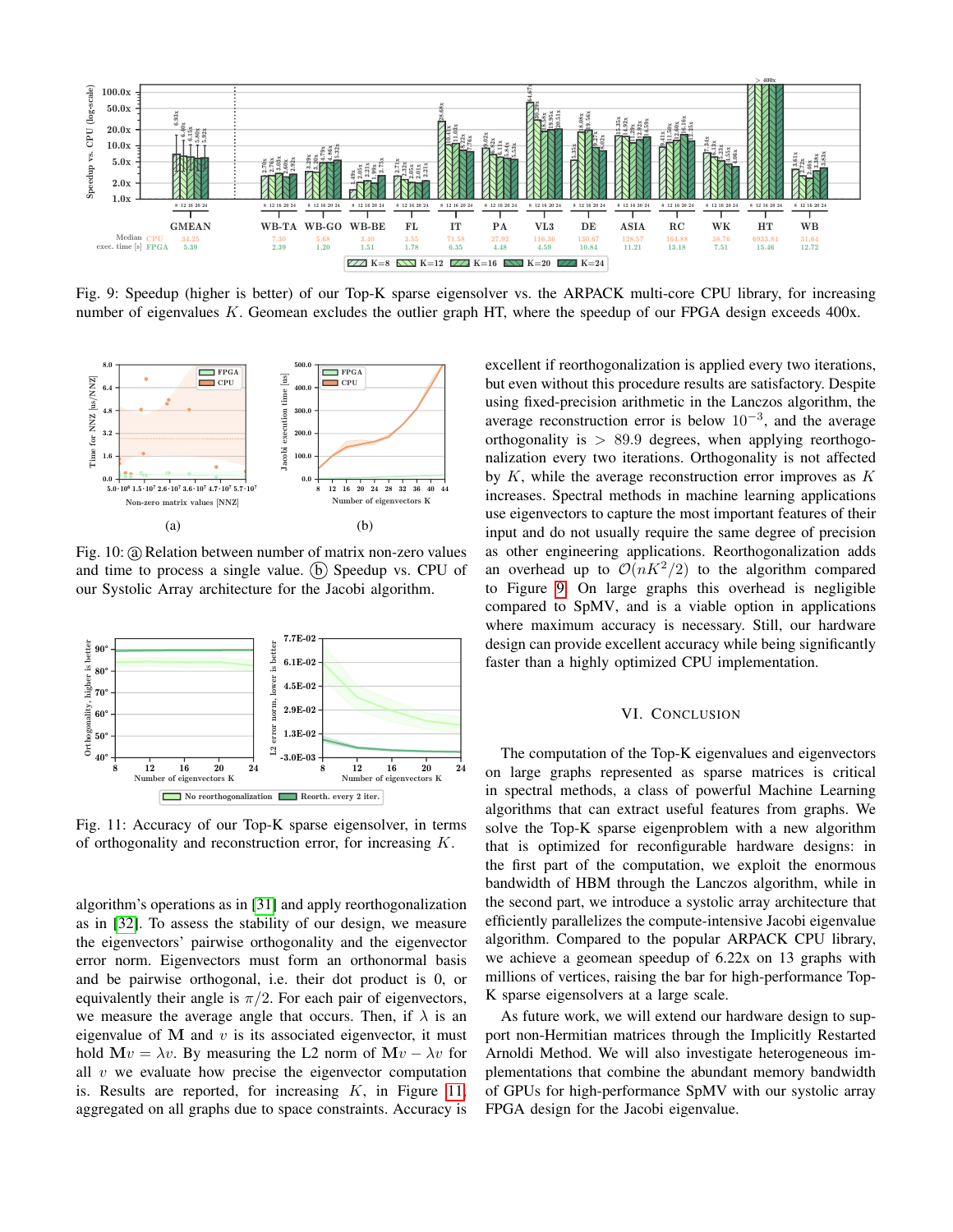Fig. 9: Speedup (higher is better) of our Top-K sparse eigensolver vs. the ARPACK multi-core CPU library, for increasing number of eigenvalues $K$. Geomean excludes the outlier graph HT, where the speedup of our FPGA design exceeds 400x.

Fig. 10: ⓐ Relation between number of matrix non-zero values and time to process a single value. ⓑ Speedup vs. CPU of our Systolic Array architecture for the Jacobi algorithm.

Fig. 11: Accuracy of our Top-K sparse eigensolver, in terms of orthogonality and reconstruction error, for increasing $K$.

algorithm's operations as in [31] and apply reorthogonalization as in [32]. To assess the stability of our design, we measure the eigenvectors' pairwise orthogonality and the eigenvector error norm. Eigenvectors must form an orthonormal basis and be pairwise orthogonal, i.e. their dot product is 0, or equivalently their angle is $\pi/2$. For each pair of eigenvectors, we measure the average angle that occurs. Then, if $\lambda$ is an eigenvalue of $\mathbf{M}$ and $v$ is its associated eigenvector, it must hold $\mathbf{M}v = \lambda v$. By measuring the L2 norm of $\mathbf{M}v - \lambda v$ for all $v$ we evaluate how precise the eigenvector computation is. Results are reported, for increasing $K$, in Figure 11, aggregated on all graphs due to space constraints. Accuracy is excellent if reorthogonalization is applied every two iterations, but even without this procedure results are satisfactory. Despite using fixed-precision arithmetic in the Lanczos algorithm, the average reconstruction error is below $10^{-3}$, and the average orthogonality is $> 89.9$ degrees, when applying reorthogonalization every two iterations. Orthogonality is not affected by $K$, while the average reconstruction error improves as $K$ increases. Spectral methods in machine learning applications use eigenvectors to capture the most important features of their input and do not usually require the same degree of precision as other engineering applications. Reorthogonalization adds an overhead up to $\mathcal{O}(nK^2/2)$ to the algorithm compared to Figure 9. On large graphs this overhead is negligible compared to SpMV, and is a viable option in applications where maximum accuracy is necessary. Still, our hardware design can provide excellent accuracy while being significantly faster than a highly optimized CPU implementation.

## VI. Conclusion

The computation of the Top-K eigenvalues and eigenvectors on large graphs represented as sparse matrices is critical in spectral methods, a class of powerful Machine Learning algorithms that can extract useful features from graphs. We solve the Top-K sparse eigenproblem with a new algorithm that is optimized for reconfigurable hardware designs: in the first part of the computation, we exploit the enormous bandwidth of HBM through the Lanczos algorithm, while in the second part, we introduce a systolic array architecture that efficiently parallelizes the compute-intensive Jacobi eigenvalue algorithm. Compared to the popular ARPACK CPU library, we achieve a geomean speedup of 6.22x on 13 graphs with millions of vertices, raising the bar for high-performance Top-K sparse eigensolvers at a large scale.

As future work, we will extend our hardware design to support non-Hermitian matrices through the Implicitly Restarted Arnoldi Method. We will also investigate heterogeneous implementations that combine the abundant memory bandwidth of GPUs for high-performance SpMV with our systolic array FPGA design for the Jacobi eigenvalue.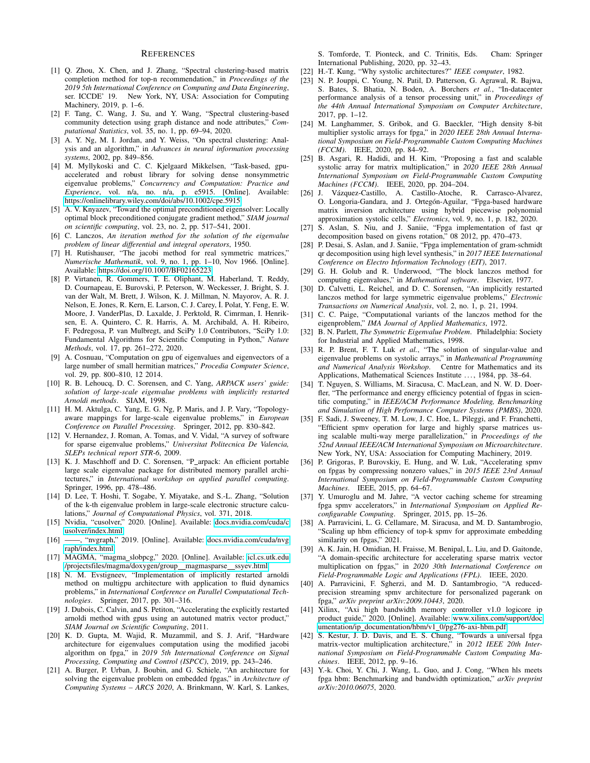## REFERENCES

[1] Q. Zhou, X. Chen, and J. Zhang, "Spectral clustering-based matrix completion method for top-n recommendation," in *Proceedings of the 2019 5th International Conference on Computing and Data Engineering*, ser. ICCDE' 19. New York, NY, USA: Association for Computing Machinery, 2019, p. 1–6.

[2] F. Tang, C. Wang, J. Su, and Y. Wang, "Spectral clustering-based community detection using graph distance and node attributes," *Computational Statistics*, vol. 35, no. 1, pp. 69–94, 2020.

[3] A. Y. Ng, M. I. Jordan, and Y. Weiss, "On spectral clustering: Analysis and an algorithm," in *Advances in neural information processing systems*, 2002, pp. 849–856.

[4] M. Myllykoski and C. C. Kjelgaard Mikkelsen, "Task-based, gpu-accelerated and robust library for solving dense nonsymmetric eigenvalue problems," *Concurrency and Computation: Practice and Experience*, vol. n/a, no. n/a, p. e5915. [Online]. Available: https://onlinelibrary.wiley.com/doi/abs/10.1002/cpe.5915

[5] A. V. Knyazev, "Toward the optimal preconditioned eigensolver: Locally optimal block preconditioned conjugate gradient method," *SIAM journal on scientific computing*, vol. 23, no. 2, pp. 517–541, 2001.

[6] C. Lanczos, *An iteration method for the solution of the eigenvalue problem of linear differential and integral operators*, 1950.

[7] H. Rutishauser, "The jacobi method for real symmetric matrices," *Numerische Mathematik*, vol. 9, no. 1, pp. 1–10, Nov 1966. [Online]. Available: https://doi.org/10.1007/BF02165223

[8] P. Virtanen, R. Gommers, T. E. Oliphant, M. Haberland, T. Reddy, D. Cournapeau, E. Burovski, P. Peterson, W. Weckesser, J. Bright, S. J. van der Walt, M. Brett, J. Wilson, K. J. Millman, N. Mayorov, A. R. J. Nelson, E. Jones, R. Kern, E. Larson, C. J. Carey, İ. Polat, Y. Feng, E. W. Moore, J. VanderPlas, D. Laxalde, J. Perktold, R. Cimrman, I. Henriksen, E. A. Quintero, C. R. Harris, A. M. Archibald, A. H. Ribeiro, F. Pedregosa, P. van Mulbregt, and SciPy 1.0 Contributors, "SciPy 1.0: Fundamental Algorithms for Scientific Computing in Python," *Nature Methods*, vol. 17, pp. 261–272, 2020.

[9] A. Cosnuau, "Computation on gpu of eigenvalues and eigenvectors of a large number of small hermitian matrices," *Procedia Computer Science*, vol. 29, pp. 800–810, 12 2014.

[10] R. B. Lehoucq, D. C. Sorensen, and C. Yang, *ARPACK users' guide: solution of large-scale eigenvalue problems with implicitly restarted Arnoldi methods*. SIAM, 1998.

[11] H. M. Aktulga, C. Yang, E. G. Ng, P. Maris, and J. P. Vary, "Topology-aware mappings for large-scale eigenvalue problems," in *European Conference on Parallel Processing*. Springer, 2012, pp. 830–842.

[12] V. Hernandez, J. Roman, A. Tomas, and V. Vidal, "A survey of software for sparse eigenvalue problems," *Universitat Politecnica De Valencia, SLEPs technical report STR-6*, 2009.

[13] K. J. Maschhoff and D. C. Sorensen, "P_arpack: An efficient portable large scale eigenvalue package for distributed memory parallel architectures," in *International workshop on applied parallel computing*. Springer, 1996, pp. 478–486.

[14] D. Lee, T. Hoshi, T. Sogabe, Y. Miyatake, and S.-L. Zhang, "Solution of the k-th eigenvalue problem in large-scale electronic structure calculations," *Journal of Computational Physics*, vol. 371, 2018.

[15] Nvidia, "cusolver," 2020. [Online]. Available: docs.nvidia.com/cuda/cusolver/index.html

[16] ——, "nvgraph," 2019. [Online]. Available: docs.nvidia.com/cuda/nvgraph/index.html

[17] MAGMA, "magma_slobpcg," 2020. [Online]. Available: icl.cs.utk.edu/projectsfiles/magma/doxygen/group__magmasparse__ssyev.html

[18] N. M. Evstigneev, "Implementation of implicitly restarted arnoldi method on multigpu architecture with application to fluid dynamics problems," in *International Conference on Parallel Computational Technologies*. Springer, 2017, pp. 301–316.

[19] J. Dubois, C. Calvin, and S. Petiton, "Accelerating the explicitly restarted arnoldi method with gpus using an autotuned matrix vector product," *SIAM Journal on Scientific Computing*, 2011.

[20] K. D. Gupta, M. Wajid, R. Muzammil, and S. J. Arif, "Hardware architecture for eigenvalues computation using the modified jacobi algorithm on fpga," in *2019 5th International Conference on Signal Processing, Computing and Control (ISPCC)*, 2019, pp. 243–246.

[21] A. Burger, P. Urban, J. Boubin, and G. Schiele, "An architecture for solving the eigenvalue problem on embedded fpgas," in *Architecture of Computing Systems – ARCS 2020*, A. Brinkmann, W. Karl, S. Lankes, S. Tomforde, T. Pionteck, and C. Trinitis, Eds. Cham: Springer International Publishing, 2020, pp. 32–43.

[22] H.-T. Kung, "Why systolic architectures?" *IEEE computer*, 1982.

[23] N. P. Jouppi, C. Young, N. Patil, D. Patterson, G. Agrawal, R. Bajwa, S. Bates, S. Bhatia, N. Boden, A. Borchers *et al.*, "In-datacenter performance analysis of a tensor processing unit," in *Proceedings of the 44th Annual International Symposium on Computer Architecture*, 2017, pp. 1–12.

[24] M. Langhammer, S. Gribok, and G. Baeckler, "High density 8-bit multiplier systolic arrays for fpga," in *2020 IEEE 28th Annual International Symposium on Field-Programmable Custom Computing Machines (FCCM)*. IEEE, 2020, pp. 84–92.

[25] B. Asgari, R. Hadidi, and H. Kim, "Proposing a fast and scalable systolic array for matrix multiplication," in *2020 IEEE 28th Annual International Symposium on Field-Programmable Custom Computing Machines (FCCM)*. IEEE, 2020, pp. 204–204.

[26] J. Vázquez-Castillo, A. Castillo-Atoche, R. Carrasco-Alvarez, O. Longoria-Gandara, and J. Ortegón-Aguilar, "Fpga-based hardware matrix inversion architecture using hybrid piecewise polynomial approximation systolic cells," *Electronics*, vol. 9, no. 1, p. 182, 2020.

[27] S. Aslan, S. Niu, and J. Saniie, "Fpga implementation of fast qr decomposition based on givens rotation," 08 2012, pp. 470–473.

[28] P. Desai, S. Aslan, and J. Saniie, "Fpga implementation of gram-schmidt qr decomposition using high level synthesis," in *2017 IEEE International Conference on Electro Information Technology (EIT)*, 2017.

[29] G. H. Golub and R. Underwood, "The block lanczos method for computing eigenvalues," in *Mathematical software*. Elsevier, 1977.

[30] D. Calvetti, L. Reichel, and D. C. Sorensen, "An implicitly restarted lanczos method for large symmetric eigenvalue problems," *Electronic Transactions on Numerical Analysis*, vol. 2, no. 1, p. 21, 1994.

[31] C. C. Paige, "Computational variants of the lanczos method for the eigenproblem," *IMA Journal of Applied Mathematics*, 1972.

[32] B. N. Parlett, *The Symmetric Eigenvalue Problem*. Philadelphia: Society for Industrial and Applied Mathematics, 1998.

[33] R. P. Brent, F. T. Luk *et al.*, "The solution of singular-value and eigenvalue problems on systolic arrays," in *Mathematical Programming and Numerical Analysis Workshop*. Centre for Mathematics and its Applications, Mathematical Sciences Institute ..., 1984, pp. 38–64.

[34] T. Nguyen, S. Williams, M. Siracusa, C. MacLean, and N. W. D. Doerfler, "The performance and energy efficiency potential of fpgas in scientific computing," in *IEEE/ACM Performance Modeling, Benchmarking and Simulation of High Performance Computer Systems (PMBS)*, 2020.

[35] F. Sadi, J. Sweeney, T. M. Low, J. C. Hoe, L. Pileggi, and F. Franchetti, "Efficient spmv operation for large and highly sparse matrices using scalable multi-way merge parallelization," in *Proceedings of the 52nd Annual IEEE/ACM International Symposium on Microarchitecture*. New York, NY, USA: Association for Computing Machinery, 2019.

[36] P. Grigoras, P. Burovskiy, E. Hung, and W. Luk, "Accelerating spmv on fpgas by compressing nonzero values," in *2015 IEEE 23rd Annual International Symposium on Field-Programmable Custom Computing Machines*. IEEE, 2015, pp. 64–67.

[37] Y. Umuroglu and M. Jahre, "A vector caching scheme for streaming fpga spmv accelerators," in *International Symposium on Applied Reconfigurable Computing*. Springer, 2015, pp. 15–26.

[38] A. Parravicini, L. G. Cellamare, M. Siracusa, and M. D. Santambrogio, "Scaling up hbm efficiency of top-k spmv for approximate embedding similarity on fpgas," 2021.

[39] A. K. Jain, H. Omidian, H. Fraisse, M. Benipal, L. Liu, and D. Gaitonde, "A domain-specific architecture for accelerating sparse matrix vector multiplication on fpgas," in *2020 30th International Conference on Field-Programmable Logic and Applications (FPL)*. IEEE, 2020.

[40] A. Parravicini, F. Sgherzi, and M. D. Santambrogio, "A reduced-precision streaming spmv architecture for personalized pagerank on fpga," *arXiv preprint arXiv:2009.10443*, 2020.

[41] Xilinx, "Axi high bandwidth memory controller v1.0 logicore ip product guide," 2020. [Online]. Available: www.xilinx.com/support/documentation/ip_documentation/hbm/v1_0/pg276-axi-hbm.pdf

[42] S. Kestur, J. D. Davis, and E. S. Chung, "Towards a universal fpga matrix-vector multiplication architecture," in *2012 IEEE 20th International Symposium on Field-Programmable Custom Computing Machines*. IEEE, 2012, pp. 9–16.

[43] Y.-k. Choi, Y. Chi, J. Wang, L. Guo, and J. Cong, "When hls meets fpga hbm: Benchmarking and bandwidth optimization," *arXiv preprint arXiv:2010.06075*, 2020.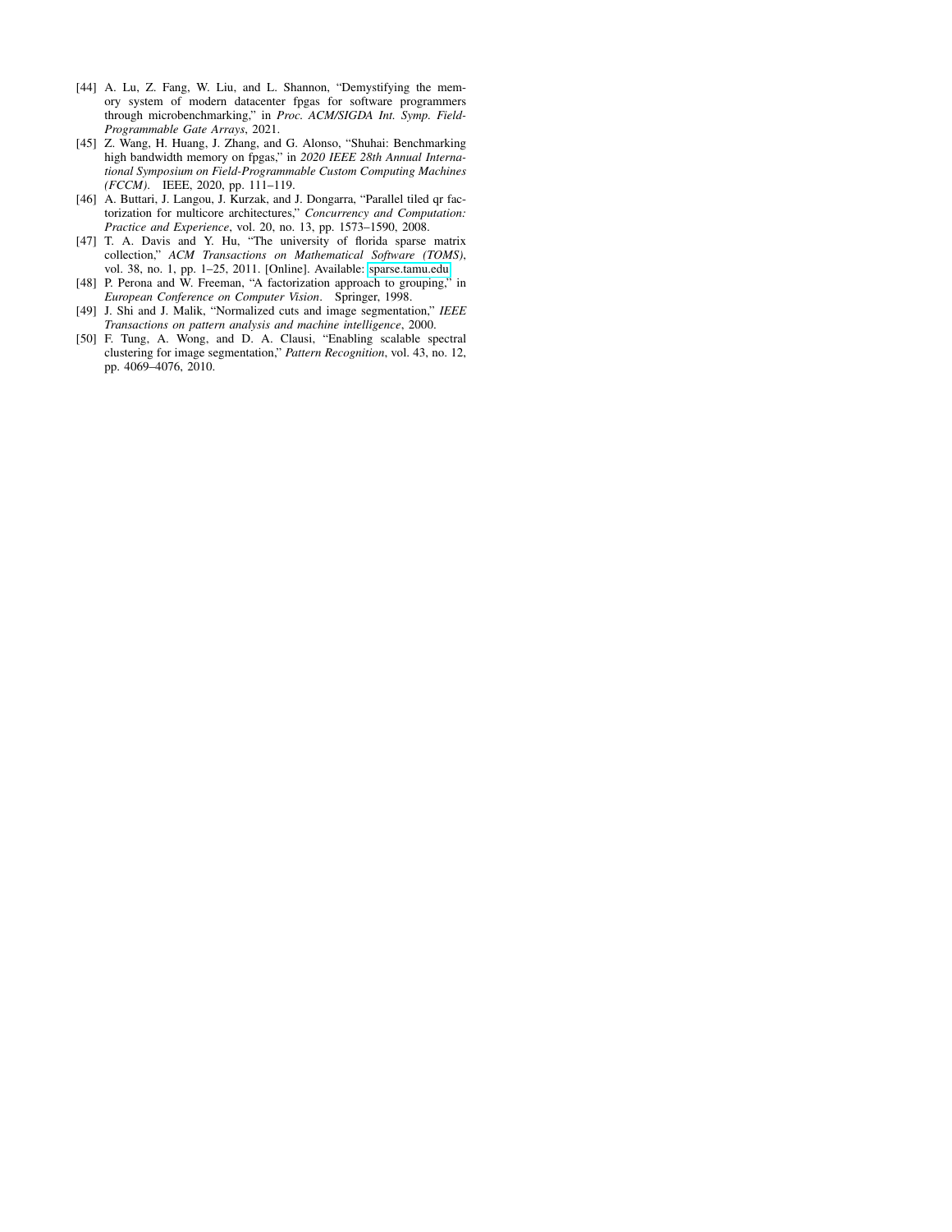[44] A. Lu, Z. Fang, W. Liu, and L. Shannon, "Demystifying the memory system of modern datacenter fpgas for software programmers through microbenchmarking," in *Proc. ACM/SIGDA Int. Symp. Field-Programmable Gate Arrays*, 2021.

[45] Z. Wang, H. Huang, J. Zhang, and G. Alonso, "Shuhai: Benchmarking high bandwidth memory on fpgas," in *2020 IEEE 28th Annual International Symposium on Field-Programmable Custom Computing Machines (FCCM)*. IEEE, 2020, pp. 111–119.

[46] A. Buttari, J. Langou, J. Kurzak, and J. Dongarra, "Parallel tiled qr factorization for multicore architectures," *Concurrency and Computation: Practice and Experience*, vol. 20, no. 13, pp. 1573–1590, 2008.

[47] T. A. Davis and Y. Hu, "The university of florida sparse matrix collection," *ACM Transactions on Mathematical Software (TOMS)*, vol. 38, no. 1, pp. 1–25, 2011. [Online]. Available: sparse.tamu.edu

[48] P. Perona and W. Freeman, "A factorization approach to grouping," in *European Conference on Computer Vision*. Springer, 1998.

[49] J. Shi and J. Malik, "Normalized cuts and image segmentation," *IEEE Transactions on pattern analysis and machine intelligence*, 2000.

[50] F. Tung, A. Wong, and D. A. Clausi, "Enabling scalable spectral clustering for image segmentation," *Pattern Recognition*, vol. 43, no. 12, pp. 4069–4076, 2010.